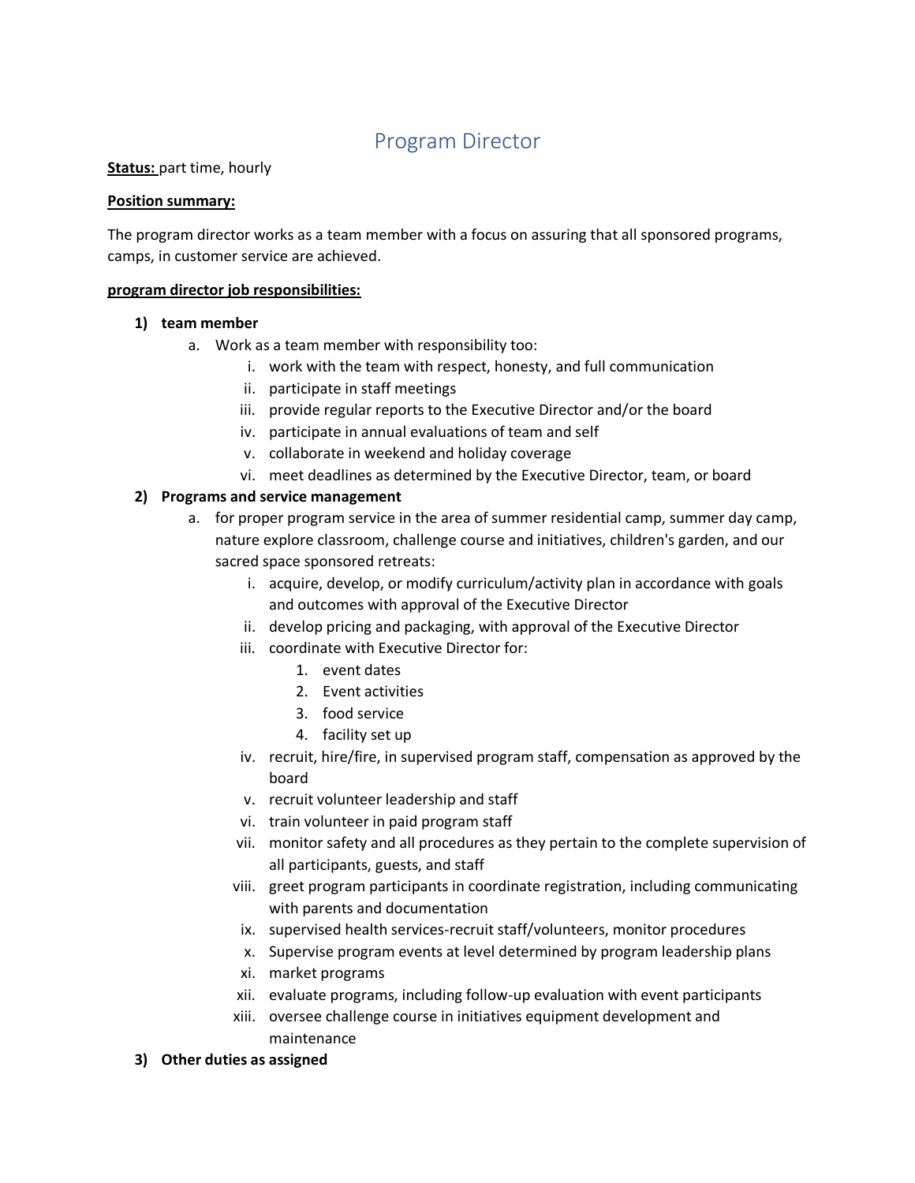# Program Director

**Status:** part time, hourly

**Position summary:**

The program director works as a team member with a focus on assuring that all sponsored programs, camps, in customer service are achieved.

**program director job responsibilities:**

1) **team member**
   a. Work as a team member with responsibility too:
      i. work with the team with respect, honesty, and full communication
      ii. participate in staff meetings
      iii. provide regular reports to the Executive Director and/or the board
      iv. participate in annual evaluations of team and self
      v. collaborate in weekend and holiday coverage
      vi. meet deadlines as determined by the Executive Director, team, or board
2) **Programs and service management**
   a. for proper program service in the area of summer residential camp, summer day camp, nature explore classroom, challenge course and initiatives, children's garden, and our sacred space sponsored retreats:
      i. acquire, develop, or modify curriculum/activity plan in accordance with goals and outcomes with approval of the Executive Director
      ii. develop pricing and packaging, with approval of the Executive Director
      iii. coordinate with Executive Director for:
         1. event dates
         2. Event activities
         3. food service
         4. facility set up
      iv. recruit, hire/fire, in supervised program staff, compensation as approved by the board
      v. recruit volunteer leadership and staff
      vi. train volunteer in paid program staff
      vii. monitor safety and all procedures as they pertain to the complete supervision of all participants, guests, and staff
      viii. greet program participants in coordinate registration, including communicating with parents and documentation
      ix. supervised health services-recruit staff/volunteers, monitor procedures
      x. Supervise program events at level determined by program leadership plans
      xi. market programs
      xii. evaluate programs, including follow-up evaluation with event participants
      xiii. oversee challenge course in initiatives equipment development and maintenance
3) **Other duties as assigned**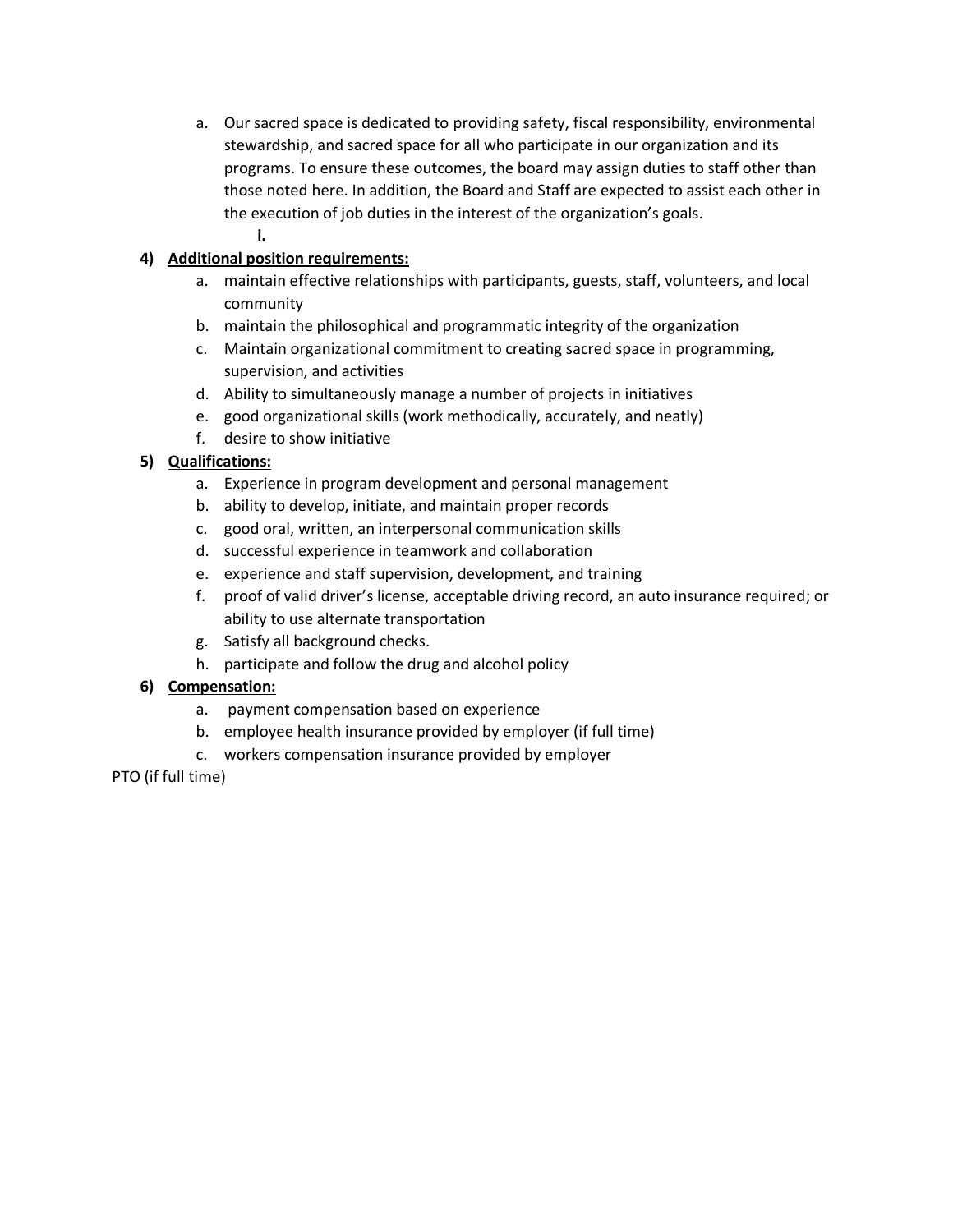a. Our sacred space is dedicated to providing safety, fiscal responsibility, environmental stewardship, and sacred space for all who participate in our organization and its programs. To ensure these outcomes, the board may assign duties to staff other than those noted here. In addition, the Board and Staff are expected to assist each other in the execution of job duties in the interest of the organization's goals.

    i.

4) **Additional position requirements:**

    a. maintain effective relationships with participants, guests, staff, volunteers, and local community
    b. maintain the philosophical and programmatic integrity of the organization
    c. Maintain organizational commitment to creating sacred space in programming, supervision, and activities
    d. Ability to simultaneously manage a number of projects in initiatives
    e. good organizational skills (work methodically, accurately, and neatly)
    f. desire to show initiative

5) **Qualifications:**

    a. Experience in program development and personal management
    b. ability to develop, initiate, and maintain proper records
    c. good oral, written, an interpersonal communication skills
    d. successful experience in teamwork and collaboration
    e. experience and staff supervision, development, and training
    f. proof of valid driver's license, acceptable driving record, an auto insurance required; or ability to use alternate transportation
    g. Satisfy all background checks.
    h. participate and follow the drug and alcohol policy

6) **Compensation:**

    a. payment compensation based on experience
    b. employee health insurance provided by employer (if full time)
    c. workers compensation insurance provided by employer

PTO (if full time)